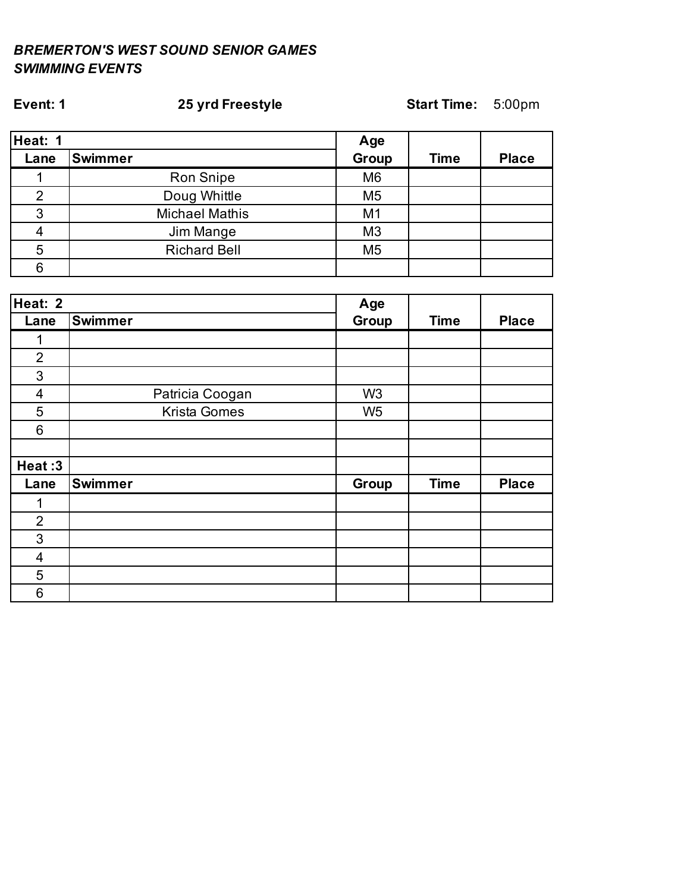***BREMERTON'S WEST SOUND SENIOR GAMES***
***SWIMMING EVENTS***

**Event: 1** **25 yrd Freestyle** **Start Time:** 5:00pm

| **Heat: 1** | | **Age** | | |
|---|---|---|---|---|
| **Lane** | **Swimmer** | **Group** | **Time** | **Place** |
| 1 | Ron Snipe | M6 | | |
| 2 | Doug Whittle | M5 | | |
| 3 | Michael Mathis | M1 | | |
| 4 | Jim Mange | M3 | | |
| 5 | Richard Bell | M5 | | |
| 6 | | | | |

| **Heat: 2** | | **Age** | | |
|---|---|---|---|---|
| **Lane** | **Swimmer** | **Group** | **Time** | **Place** |
| 1 | | | | |
| 2 | | | | |
| 3 | | | | |
| 4 | Patricia Coogan | W3 | | |
| 5 | Krista Gomes | W5 | | |
| 6 | | | | |
| | | | | |
| **Heat :3** | | | | |
| **Lane** | **Swimmer** | **Group** | **Time** | **Place** |
| 1 | | | | |
| 2 | | | | |
| 3 | | | | |
| 4 | | | | |
| 5 | | | | |
| 6 | | | | |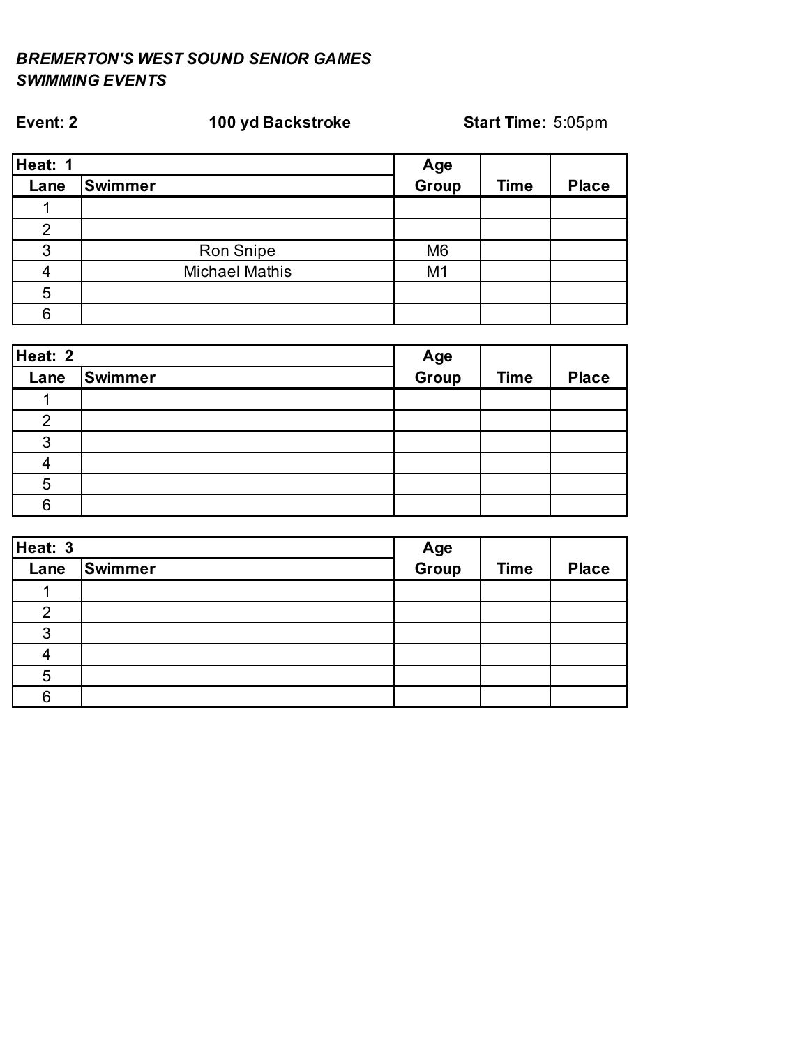***BREMERTON'S WEST SOUND SENIOR GAMES***
***SWIMMING EVENTS***

**Event: 2** **100 yd Backstroke** **Start Time:** 5:05pm

| Heat: 1 | | Age | | |
|---|---|---|---|---|
| **Lane** | **Swimmer** | **Group** | **Time** | **Place** |
| 1 | | | | |
| 2 | | | | |
| 3 | Ron Snipe | M6 | | |
| 4 | Michael Mathis | M1 | | |
| 5 | | | | |
| 6 | | | | |

| Heat: 2 | | Age | | |
|---|---|---|---|---|
| **Lane** | **Swimmer** | **Group** | **Time** | **Place** |
| 1 | | | | |
| 2 | | | | |
| 3 | | | | |
| 4 | | | | |
| 5 | | | | |
| 6 | | | | |

| Heat: 3 | | Age | | |
|---|---|---|---|---|
| **Lane** | **Swimmer** | **Group** | **Time** | **Place** |
| 1 | | | | |
| 2 | | | | |
| 3 | | | | |
| 4 | | | | |
| 5 | | | | |
| 6 | | | | |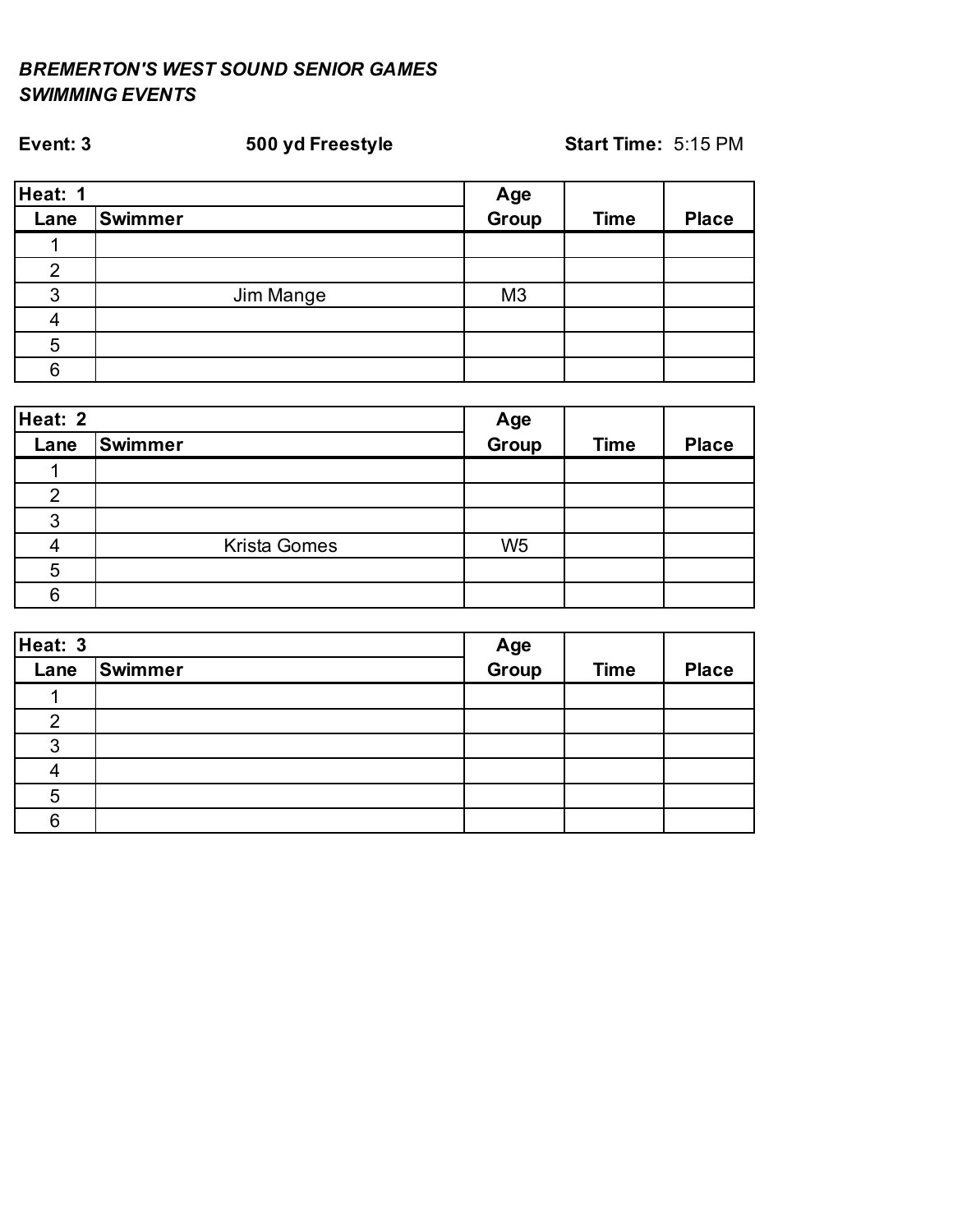***BREMERTON'S WEST SOUND SENIOR GAMES***
***SWIMMING EVENTS***

**Event: 3** **500 yd Freestyle** **Start Time:** 5:15 PM

| Heat: 1 | | Age | | |
|---|---|---|---|---|
| **Lane** | **Swimmer** | **Group** | **Time** | **Place** |
| 1 | | | | |
| 2 | | | | |
| 3 | Jim Mange | M3 | | |
| 4 | | | | |
| 5 | | | | |
| 6 | | | | |

| Heat: 2 | | Age | | |
|---|---|---|---|---|
| **Lane** | **Swimmer** | **Group** | **Time** | **Place** |
| 1 | | | | |
| 2 | | | | |
| 3 | | | | |
| 4 | Krista Gomes | W5 | | |
| 5 | | | | |
| 6 | | | | |

| Heat: 3 | | Age | | |
|---|---|---|---|---|
| **Lane** | **Swimmer** | **Group** | **Time** | **Place** |
| 1 | | | | |
| 2 | | | | |
| 3 | | | | |
| 4 | | | | |
| 5 | | | | |
| 6 | | | | |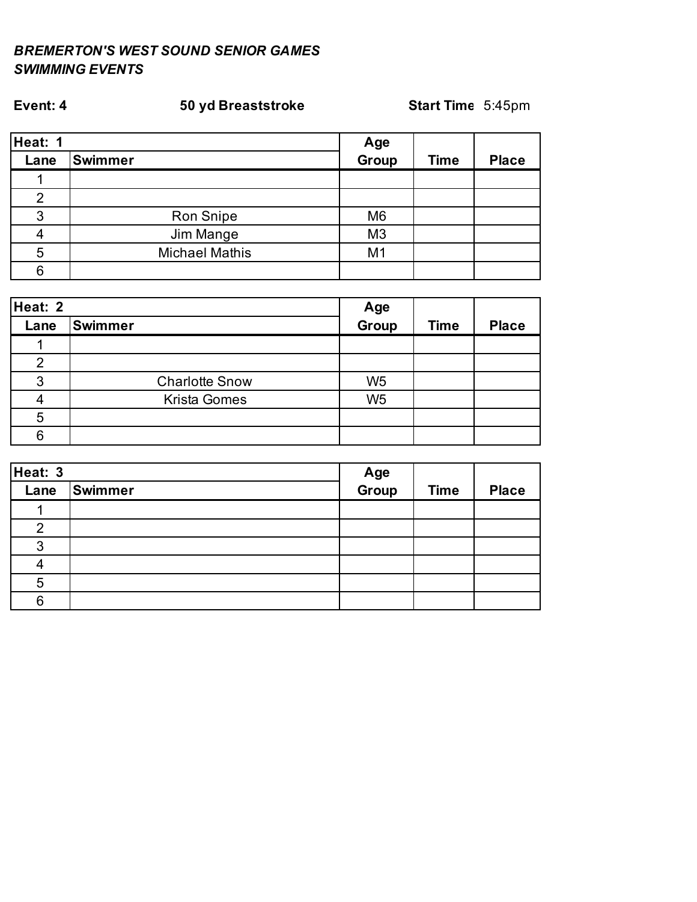***BREMERTON'S WEST SOUND SENIOR GAMES***
***SWIMMING EVENTS***

**Event: 4** **50 yd Breaststroke** **Start Time** 5:45pm

| **Heat: 1** | | **Age** | | |
|---|---|---|---|---|
| **Lane** | **Swimmer** | **Group** | **Time** | **Place** |
| 1 | | | | |
| 2 | | | | |
| 3 | Ron Snipe | M6 | | |
| 4 | Jim Mange | M3 | | |
| 5 | Michael Mathis | M1 | | |
| 6 | | | | |

| **Heat: 2** | | **Age** | | |
|---|---|---|---|---|
| **Lane** | **Swimmer** | **Group** | **Time** | **Place** |
| 1 | | | | |
| 2 | | | | |
| 3 | Charlotte Snow | W5 | | |
| 4 | Krista Gomes | W5 | | |
| 5 | | | | |
| 6 | | | | |

| **Heat: 3** | | **Age** | | |
|---|---|---|---|---|
| **Lane** | **Swimmer** | **Group** | **Time** | **Place** |
| 1 | | | | |
| 2 | | | | |
| 3 | | | | |
| 4 | | | | |
| 5 | | | | |
| 6 | | | | |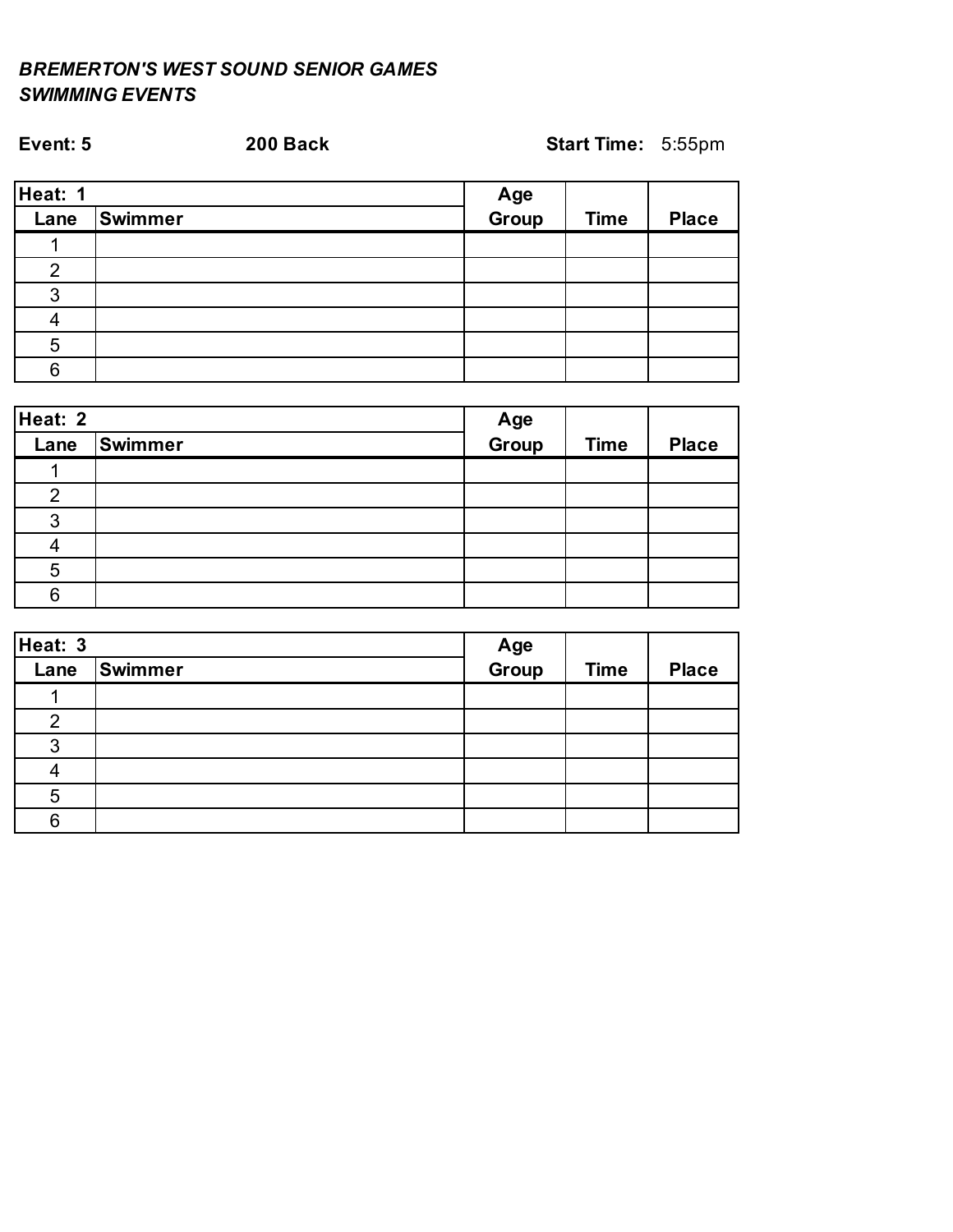***BREMERTON'S WEST SOUND SENIOR GAMES***
***SWIMMING EVENTS***

**Event: 5** **200 Back** **Start Time:** 5:55pm

| **Heat: 1** | | **Age** | | |
|---|---|---|---|---|
| **Lane** | **Swimmer** | **Group** | **Time** | **Place** |
| 1 | | | | |
| 2 | | | | |
| 3 | | | | |
| 4 | | | | |
| 5 | | | | |
| 6 | | | | |

| **Heat: 2** | | **Age** | | |
|---|---|---|---|---|
| **Lane** | **Swimmer** | **Group** | **Time** | **Place** |
| 1 | | | | |
| 2 | | | | |
| 3 | | | | |
| 4 | | | | |
| 5 | | | | |
| 6 | | | | |

| **Heat: 3** | | **Age** | | |
|---|---|---|---|---|
| **Lane** | **Swimmer** | **Group** | **Time** | **Place** |
| 1 | | | | |
| 2 | | | | |
| 3 | | | | |
| 4 | | | | |
| 5 | | | | |
| 6 | | | | |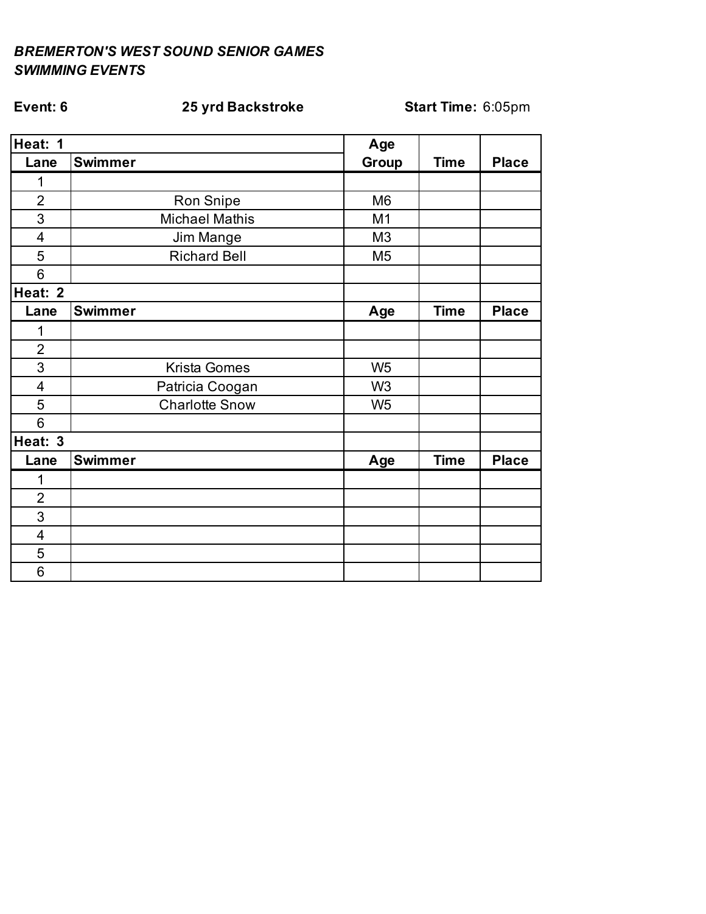***BREMERTON'S WEST SOUND SENIOR GAMES***
***SWIMMING EVENTS***

**Event: 6** | **25 yrd Backstroke** | **Start Time:** 6:05pm

| Heat: 1 | | Age | | |
|---|---|---|---|---|
| **Lane** | **Swimmer** | **Group** | **Time** | **Place** |
| 1 | | | | |
| 2 | Ron Snipe | M6 | | |
| 3 | Michael Mathis | M1 | | |
| 4 | Jim Mange | M3 | | |
| 5 | Richard Bell | M5 | | |
| 6 | | | | |
| **Heat: 2** | | | | |
| **Lane** | **Swimmer** | **Age** | **Time** | **Place** |
| 1 | | | | |
| 2 | | | | |
| 3 | Krista Gomes | W5 | | |
| 4 | Patricia Coogan | W3 | | |
| 5 | Charlotte Snow | W5 | | |
| 6 | | | | |
| **Heat: 3** | | | | |
| **Lane** | **Swimmer** | **Age** | **Time** | **Place** |
| 1 | | | | |
| 2 | | | | |
| 3 | | | | |
| 4 | | | | |
| 5 | | | | |
| 6 | | | | |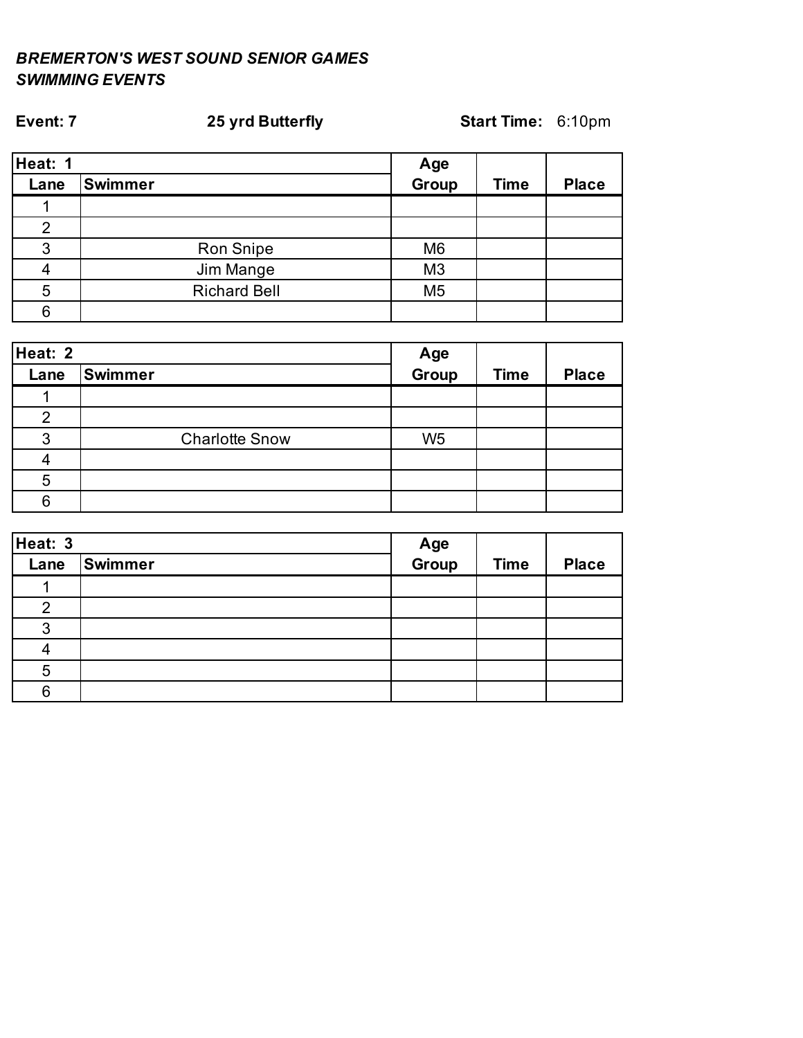***BREMERTON'S WEST SOUND SENIOR GAMES***
***SWIMMING EVENTS***

**Event: 7** | **25 yrd Butterfly** | **Start Time:** 6:10pm

| **Heat: 1** | | **Age** | | |
|---|---|---|---|---|
| **Lane** | **Swimmer** | **Group** | **Time** | **Place** |
| 1 | | | | |
| 2 | | | | |
| 3 | Ron Snipe | M6 | | |
| 4 | Jim Mange | M3 | | |
| 5 | Richard Bell | M5 | | |
| 6 | | | | |

| **Heat: 2** | | **Age** | | |
|---|---|---|---|---|
| **Lane** | **Swimmer** | **Group** | **Time** | **Place** |
| 1 | | | | |
| 2 | | | | |
| 3 | Charlotte Snow | W5 | | |
| 4 | | | | |
| 5 | | | | |
| 6 | | | | |

| **Heat: 3** | | **Age** | | |
|---|---|---|---|---|
| **Lane** | **Swimmer** | **Group** | **Time** | **Place** |
| 1 | | | | |
| 2 | | | | |
| 3 | | | | |
| 4 | | | | |
| 5 | | | | |
| 6 | | | | |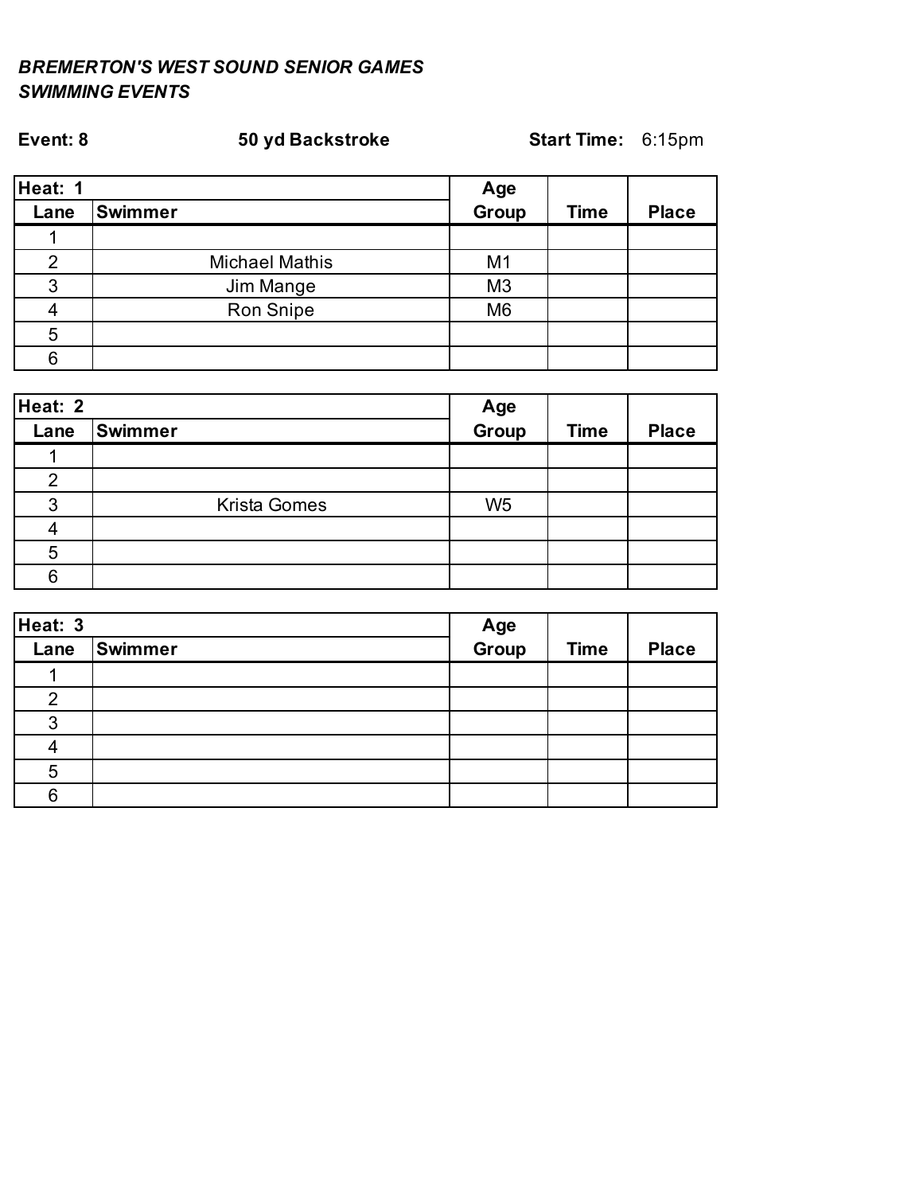***BREMERTON'S WEST SOUND SENIOR GAMES***
***SWIMMING EVENTS***

**Event: 8** **50 yd Backstroke** **Start Time:** 6:15pm

| **Heat: 1** | | **Age** | | |
|---|---|---|---|---|
| **Lane** | **Swimmer** | **Group** | **Time** | **Place** |
| 1 | | | | |
| 2 | Michael Mathis | M1 | | |
| 3 | Jim Mange | M3 | | |
| 4 | Ron Snipe | M6 | | |
| 5 | | | | |
| 6 | | | | |

| **Heat: 2** | | **Age** | | |
|---|---|---|---|---|
| **Lane** | **Swimmer** | **Group** | **Time** | **Place** |
| 1 | | | | |
| 2 | | | | |
| 3 | Krista Gomes | W5 | | |
| 4 | | | | |
| 5 | | | | |
| 6 | | | | |

| **Heat: 3** | | **Age** | | |
|---|---|---|---|---|
| **Lane** | **Swimmer** | **Group** | **Time** | **Place** |
| 1 | | | | |
| 2 | | | | |
| 3 | | | | |
| 4 | | | | |
| 5 | | | | |
| 6 | | | | |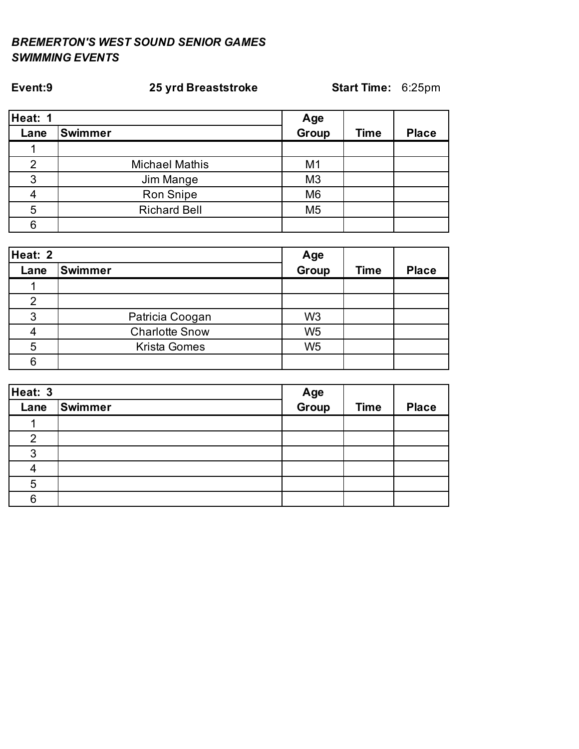***BREMERTON'S WEST SOUND SENIOR GAMES***
***SWIMMING EVENTS***

**Event:9** **25 yrd Breaststroke** **Start Time:** 6:25pm

| **Heat: 1** | | **Age** | | |
|---|---|---|---|---|
| **Lane** | **Swimmer** | **Group** | **Time** | **Place** |
| 1 | | | | |
| 2 | Michael Mathis | M1 | | |
| 3 | Jim Mange | M3 | | |
| 4 | Ron Snipe | M6 | | |
| 5 | Richard Bell | M5 | | |
| 6 | | | | |

| **Heat: 2** | | **Age** | | |
|---|---|---|---|---|
| **Lane** | **Swimmer** | **Group** | **Time** | **Place** |
| 1 | | | | |
| 2 | | | | |
| 3 | Patricia Coogan | W3 | | |
| 4 | Charlotte Snow | W5 | | |
| 5 | Krista Gomes | W5 | | |
| 6 | | | | |

| **Heat: 3** | | **Age** | | |
|---|---|---|---|---|
| **Lane** | **Swimmer** | **Group** | **Time** | **Place** |
| 1 | | | | |
| 2 | | | | |
| 3 | | | | |
| 4 | | | | |
| 5 | | | | |
| 6 | | | | |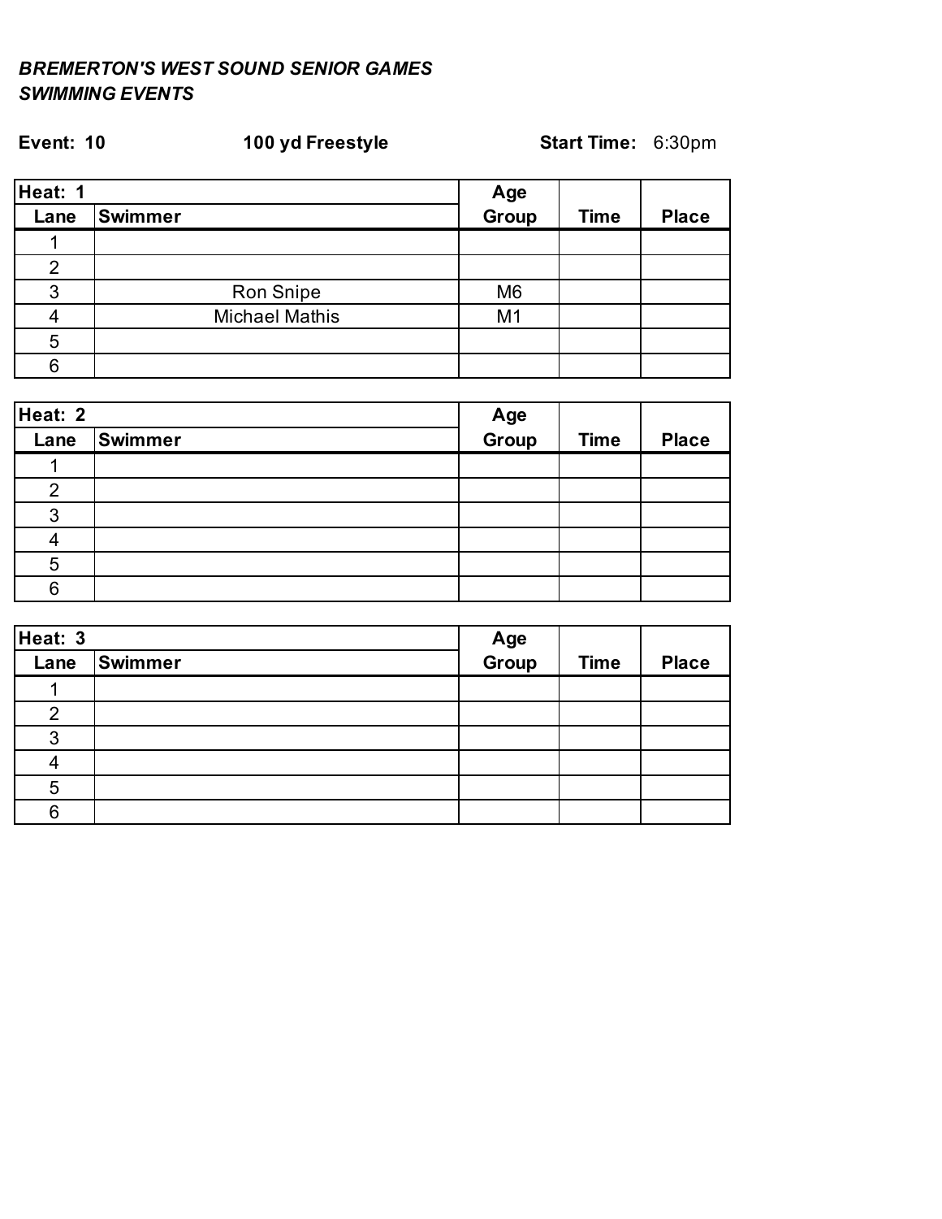***BREMERTON'S WEST SOUND SENIOR GAMES***
***SWIMMING EVENTS***

**Event: 10** **100 yd Freestyle** **Start Time:** 6:30pm

| **Heat: 1** | | **Age** | | |
|---|---|---|---|---|
| **Lane** | **Swimmer** | **Group** | **Time** | **Place** |
| 1 | | | | |
| 2 | | | | |
| 3 | Ron Snipe | M6 | | |
| 4 | Michael Mathis | M1 | | |
| 5 | | | | |
| 6 | | | | |

| **Heat: 2** | | **Age** | | |
|---|---|---|---|---|
| **Lane** | **Swimmer** | **Group** | **Time** | **Place** |
| 1 | | | | |
| 2 | | | | |
| 3 | | | | |
| 4 | | | | |
| 5 | | | | |
| 6 | | | | |

| **Heat: 3** | | **Age** | | |
|---|---|---|---|---|
| **Lane** | **Swimmer** | **Group** | **Time** | **Place** |
| 1 | | | | |
| 2 | | | | |
| 3 | | | | |
| 4 | | | | |
| 5 | | | | |
| 6 | | | | |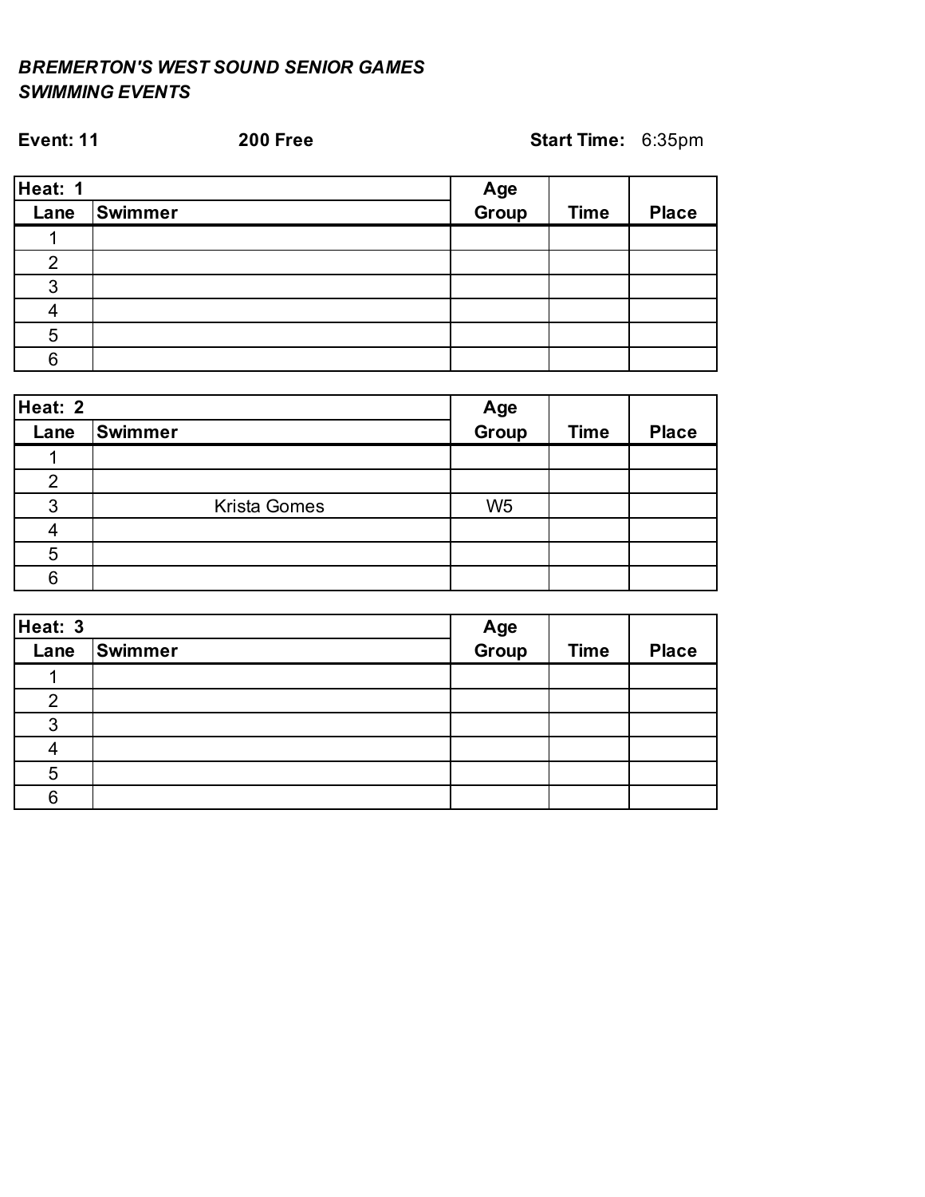***BREMERTON'S WEST SOUND SENIOR GAMES***
***SWIMMING EVENTS***

**Event: 11** **200 Free** **Start Time:** 6:35pm

| **Heat: 1** | | **Age** | | |
|---|---|---|---|---|
| **Lane** | **Swimmer** | **Group** | **Time** | **Place** |
| 1 | | | | |
| 2 | | | | |
| 3 | | | | |
| 4 | | | | |
| 5 | | | | |
| 6 | | | | |

| **Heat: 2** | | **Age** | | |
|---|---|---|---|---|
| **Lane** | **Swimmer** | **Group** | **Time** | **Place** |
| 1 | | | | |
| 2 | | | | |
| 3 | Krista Gomes | W5 | | |
| 4 | | | | |
| 5 | | | | |
| 6 | | | | |

| **Heat: 3** | | **Age** | | |
|---|---|---|---|---|
| **Lane** | **Swimmer** | **Group** | **Time** | **Place** |
| 1 | | | | |
| 2 | | | | |
| 3 | | | | |
| 4 | | | | |
| 5 | | | | |
| 6 | | | | |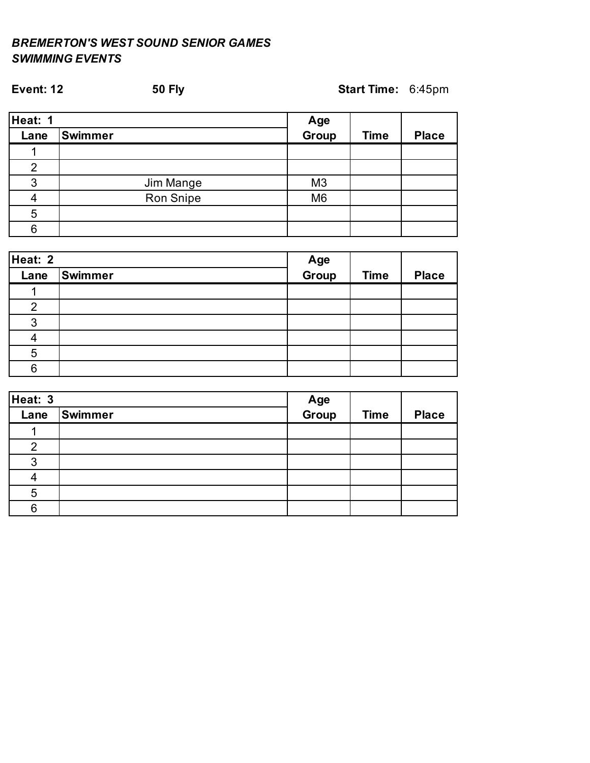***BREMERTON'S WEST SOUND SENIOR GAMES***
***SWIMMING EVENTS***

**Event: 12** **50 Fly** **Start Time:** 6:45pm

| **Heat: 1** | | **Age** | | |
|---|---|---|---|---|
| **Lane** | **Swimmer** | **Group** | **Time** | **Place** |
| 1 | | | | |
| 2 | | | | |
| 3 | Jim Mange | M3 | | |
| 4 | Ron Snipe | M6 | | |
| 5 | | | | |
| 6 | | | | |

| **Heat: 2** | | **Age** | | |
|---|---|---|---|---|
| **Lane** | **Swimmer** | **Group** | **Time** | **Place** |
| 1 | | | | |
| 2 | | | | |
| 3 | | | | |
| 4 | | | | |
| 5 | | | | |
| 6 | | | | |

| **Heat: 3** | | **Age** | | |
|---|---|---|---|---|
| **Lane** | **Swimmer** | **Group** | **Time** | **Place** |
| 1 | | | | |
| 2 | | | | |
| 3 | | | | |
| 4 | | | | |
| 5 | | | | |
| 6 | | | | |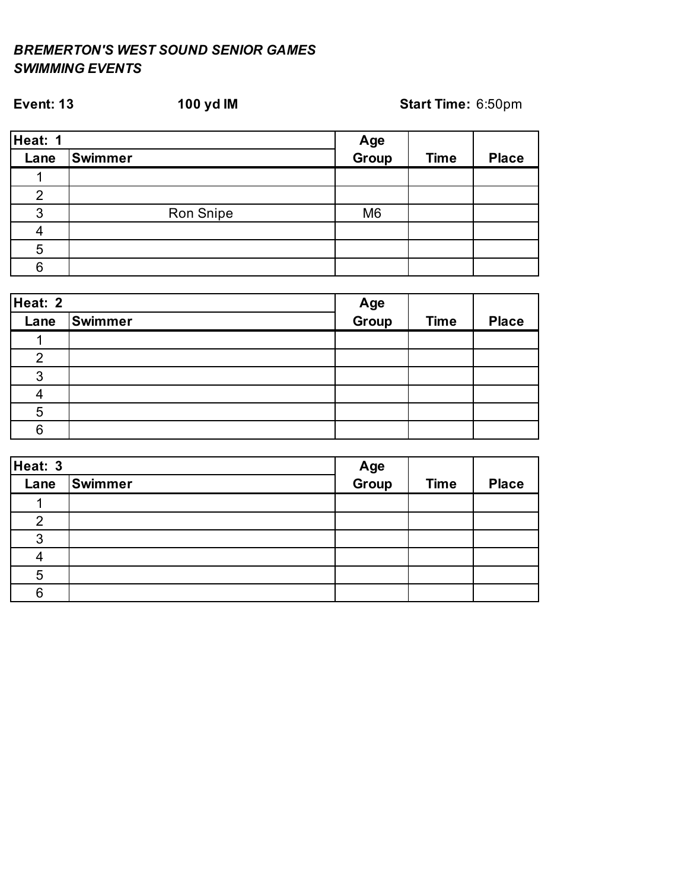***BREMERTON'S WEST SOUND SENIOR GAMES***
***SWIMMING EVENTS***

**Event: 13** **100 yd IM** **Start Time:** 6:50pm

| Heat: 1 | | Age | | |
|---|---|---|---|---|
| **Lane** | **Swimmer** | **Group** | **Time** | **Place** |
| 1 | | | | |
| 2 | | | | |
| 3 | Ron Snipe | M6 | | |
| 4 | | | | |
| 5 | | | | |
| 6 | | | | |

| Heat: 2 | | Age | | |
|---|---|---|---|---|
| **Lane** | **Swimmer** | **Group** | **Time** | **Place** |
| 1 | | | | |
| 2 | | | | |
| 3 | | | | |
| 4 | | | | |
| 5 | | | | |
| 6 | | | | |

| Heat: 3 | | Age | | |
|---|---|---|---|---|
| **Lane** | **Swimmer** | **Group** | **Time** | **Place** |
| 1 | | | | |
| 2 | | | | |
| 3 | | | | |
| 4 | | | | |
| 5 | | | | |
| 6 | | | | |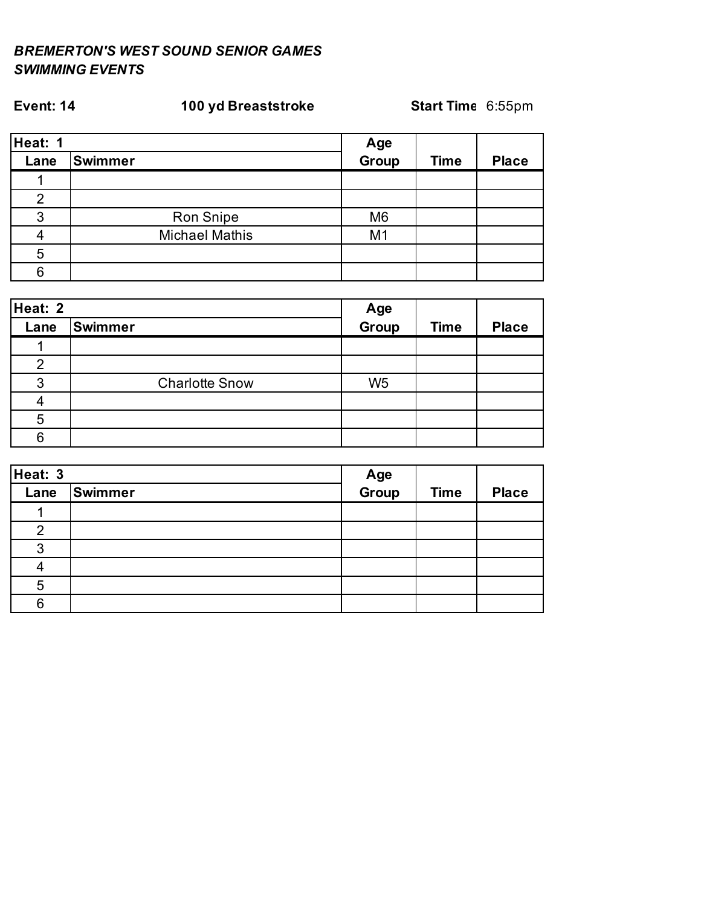***BREMERTON'S WEST SOUND SENIOR GAMES***
***SWIMMING EVENTS***

**Event: 14** **100 yd Breaststroke** **Start Time** 6:55pm

| **Heat: 1** | | **Age** | | |
|---|---|---|---|---|
| **Lane** | **Swimmer** | **Group** | **Time** | **Place** |
| 1 | | | | |
| 2 | | | | |
| 3 | Ron Snipe | M6 | | |
| 4 | Michael Mathis | M1 | | |
| 5 | | | | |
| 6 | | | | |

| **Heat: 2** | | **Age** | | |
|---|---|---|---|---|
| **Lane** | **Swimmer** | **Group** | **Time** | **Place** |
| 1 | | | | |
| 2 | | | | |
| 3 | Charlotte Snow | W5 | | |
| 4 | | | | |
| 5 | | | | |
| 6 | | | | |

| **Heat: 3** | | **Age** | | |
|---|---|---|---|---|
| **Lane** | **Swimmer** | **Group** | **Time** | **Place** |
| 1 | | | | |
| 2 | | | | |
| 3 | | | | |
| 4 | | | | |
| 5 | | | | |
| 6 | | | | |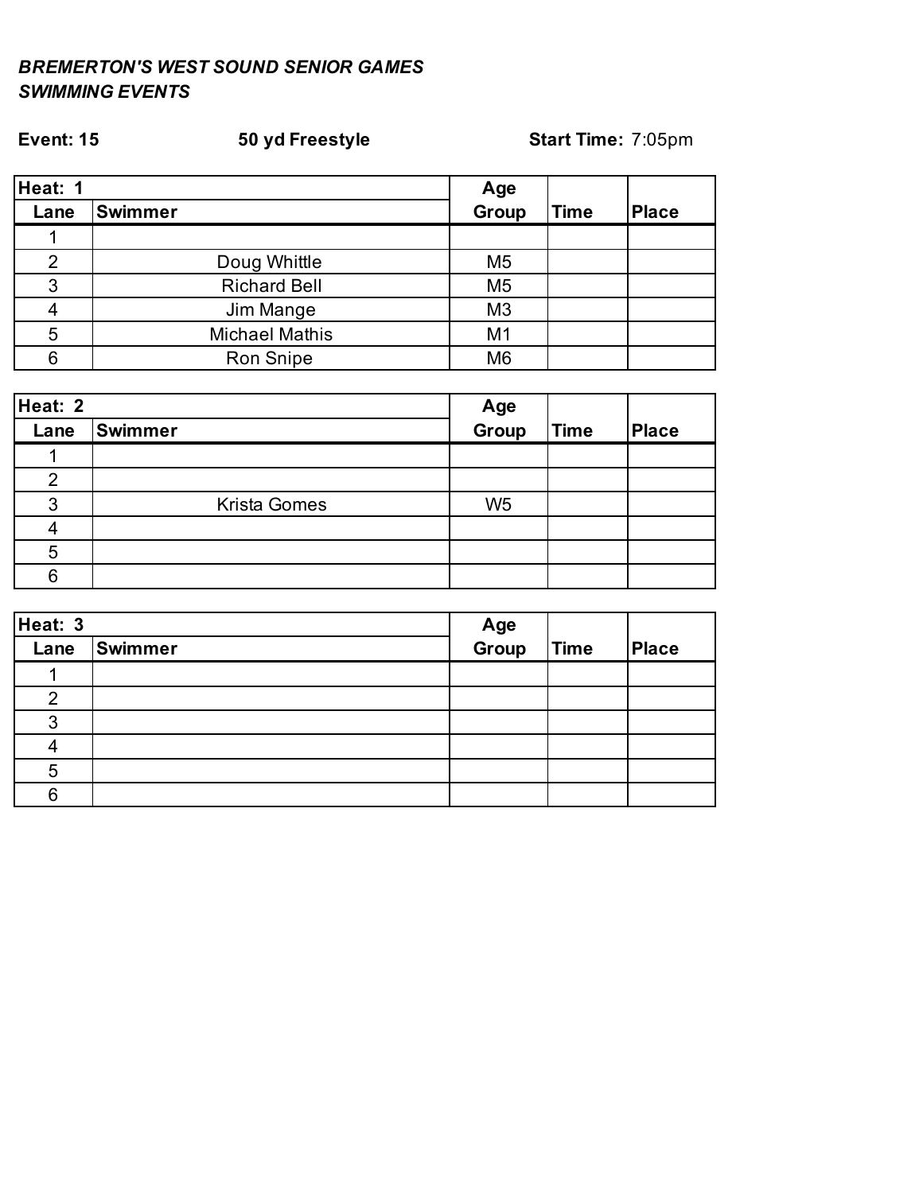***BREMERTON'S WEST SOUND SENIOR GAMES***
***SWIMMING EVENTS***

**Event: 15** **50 yd Freestyle** **Start Time:** 7:05pm

| **Heat: 1** | | | | |
|---|---|---|---|---|
| **Lane** | **Swimmer** | **Age Group** | **Time** | **Place** |
| 1 | | | | |
| 2 | Doug Whittle | M5 | | |
| 3 | Richard Bell | M5 | | |
| 4 | Jim Mange | M3 | | |
| 5 | Michael Mathis | M1 | | |
| 6 | Ron Snipe | M6 | | |

| **Heat: 2** | | | | |
|---|---|---|---|---|
| **Lane** | **Swimmer** | **Age Group** | **Time** | **Place** |
| 1 | | | | |
| 2 | | | | |
| 3 | Krista Gomes | W5 | | |
| 4 | | | | |
| 5 | | | | |
| 6 | | | | |

| **Heat: 3** | | | | |
|---|---|---|---|---|
| **Lane** | **Swimmer** | **Age Group** | **Time** | **Place** |
| 1 | | | | |
| 2 | | | | |
| 3 | | | | |
| 4 | | | | |
| 5 | | | | |
| 6 | | | | |